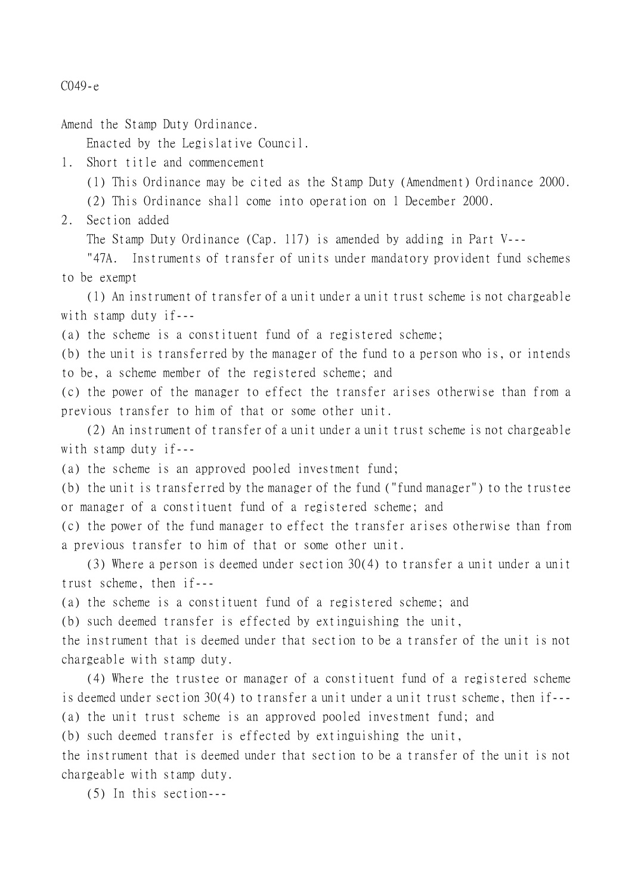C049-e

Amend the Stamp Duty Ordinance.

Enacted by the Legislative Council.

1. Short title and commencement

(1) This Ordinance may be cited as the Stamp Duty (Amendment) Ordinance 2000.

(2) This Ordinance shall come into operation on 1 December 2000.

2. Section added

The Stamp Duty Ordinance (Cap. 117) is amended by adding in Part V---

"47A. Instruments of transfer of units under mandatory provident fund schemes to be exempt

(1) An instrument of transfer of a unit under a unit trust scheme is not chargeable with stamp duty if---

(a) the scheme is a constituent fund of a registered scheme;

(b) the unit is transferred by the manager of the fund to a person who is, or intends to be, a scheme member of the registered scheme; and

(c) the power of the manager to effect the transfer arises otherwise than from a previous transfer to him of that or some other unit.

(2) An instrument of transfer of a unit under a unit trust scheme is not chargeable with stamp duty if---

(a) the scheme is an approved pooled investment fund;

(b) the unit is transferred by the manager of the fund ("fund manager") to the trustee or manager of a constituent fund of a registered scheme; and

(c) the power of the fund manager to effect the transfer arises otherwise than from a previous transfer to him of that or some other unit.

(3) Where a person is deemed under section 30(4) to transfer a unit under a unit trust scheme, then if---

(a) the scheme is a constituent fund of a registered scheme; and

(b) such deemed transfer is effected by extinguishing the unit,

the instrument that is deemed under that section to be a transfer of the unit is not chargeable with stamp duty.

(4) Where the trustee or manager of a constituent fund of a registered scheme is deemed under section 30(4) to transfer a unit under a unit trust scheme, then if---

(a) the unit trust scheme is an approved pooled investment fund; and

(b) such deemed transfer is effected by extinguishing the unit,

the instrument that is deemed under that section to be a transfer of the unit is not chargeable with stamp duty.

(5) In this section---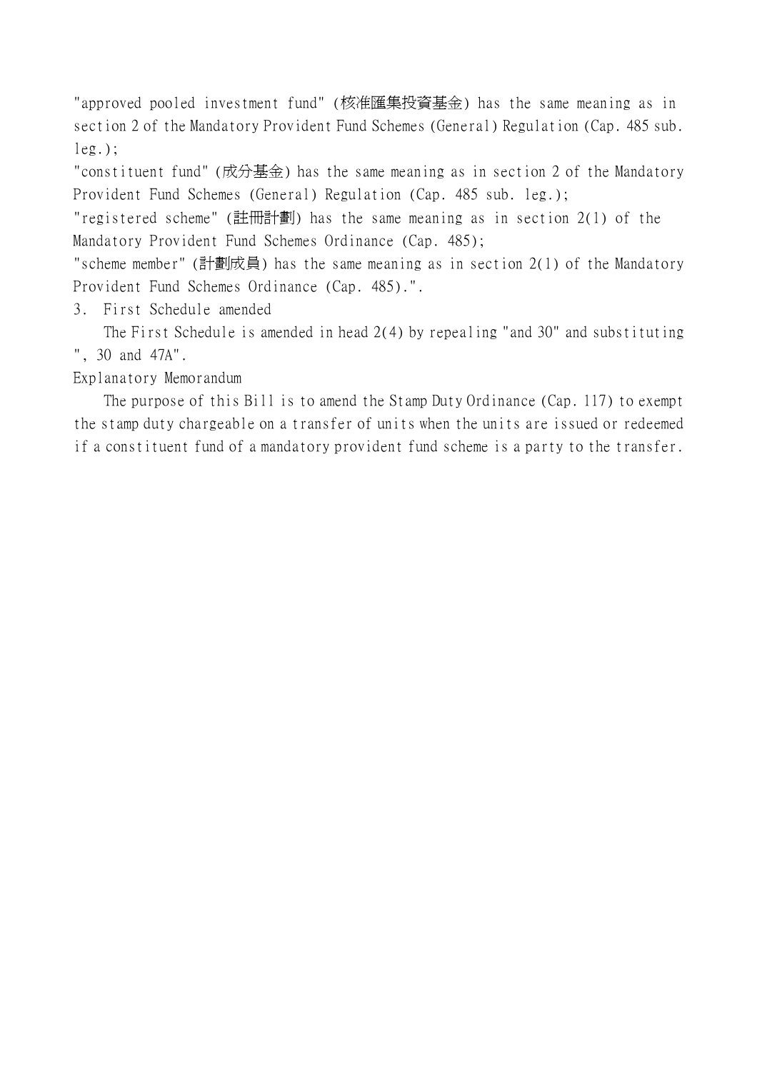"approved pooled investment fund" (核准匯集投資基金) has the same meaning as in section 2 of the Mandatory Provident Fund Schemes (General) Regulation (Cap. 485 sub. leg.);

"constituent fund" (成分基金) has the same meaning as in section 2 of the Mandatory Provident Fund Schemes (General) Regulation (Cap. 485 sub. leg.);

"registered scheme" (註冊計劃) has the same meaning as in section 2(1) of the Mandatory Provident Fund Schemes Ordinance (Cap. 485);

"scheme member" (計劃成員) has the same meaning as in section 2(1) of the Mandatory Provident Fund Schemes Ordinance (Cap. 485).".

3. First Schedule amended

The First Schedule is amended in head 2(4) by repealing "and 30" and substituting ", 30 and 47A".

Explanatory Memorandum

The purpose of this Bill is to amend the Stamp Duty Ordinance (Cap. 117) to exempt the stamp duty chargeable on a transfer of units when the units are issued or redeemed if a constituent fund of a mandatory provident fund scheme is a party to the transfer.